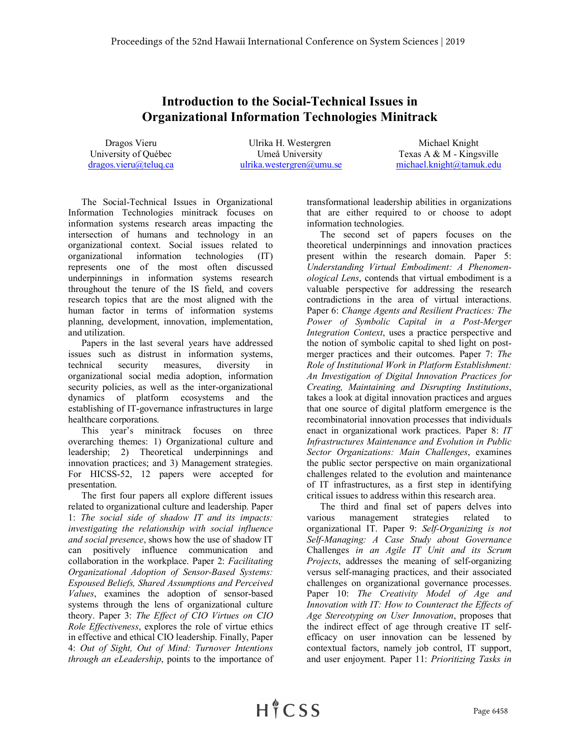# Introduction to the Social-Technical Issues in Organizational Information Technologies Minitrack

Dragos Vieru
University of Québec
dragos.vieru@teluq.ca

Ulrika H. Westergren
Umeå University
ulrika.westergren@umu.se

Michael Knight
Texas A & M - Kingsville
michael.knight@tamuk.edu

The Social-Technical Issues in Organizational Information Technologies minitrack focuses on information systems research areas impacting the intersection of humans and technology in an organizational context. Social issues related to organizational information technologies (IT) represents one of the most often discussed underpinnings in information systems research throughout the tenure of the IS field, and covers research topics that are the most aligned with the human factor in terms of information systems planning, development, innovation, implementation, and utilization.

Papers in the last several years have addressed issues such as distrust in information systems, technical security measures, diversity in organizational social media adoption, information security policies, as well as the inter-organizational dynamics of platform ecosystems and the establishing of IT-governance infrastructures in large healthcare corporations.

This year's minitrack focuses on three overarching themes: 1) Organizational culture and leadership; 2) Theoretical underpinnings and innovation practices; and 3) Management strategies. For HICSS-52, 12 papers were accepted for presentation.

The first four papers all explore different issues related to organizational culture and leadership. Paper 1: *The social side of shadow IT and its impacts: investigating the relationship with social influence and social presence*, shows how the use of shadow IT can positively influence communication and collaboration in the workplace. Paper 2: *Facilitating Organizational Adoption of Sensor-Based Systems: Espoused Beliefs, Shared Assumptions and Perceived Values*, examines the adoption of sensor-based systems through the lens of organizational culture theory. Paper 3: *The Effect of CIO Virtues on CIO Role Effectiveness*, explores the role of virtue ethics in effective and ethical CIO leadership. Finally, Paper 4: *Out of Sight, Out of Mind: Turnover Intentions through an eLeadership*, points to the importance of transformational leadership abilities in organizations that are either required to or choose to adopt information technologies.

The second set of papers focuses on the theoretical underpinnings and innovation practices present within the research domain. Paper 5: *Understanding Virtual Embodiment: A Phenomenological Lens*, contends that virtual embodiment is a valuable perspective for addressing the research contradictions in the area of virtual interactions. Paper 6: *Change Agents and Resilient Practices: The Power of Symbolic Capital in a Post-Merger Integration Context*, uses a practice perspective and the notion of symbolic capital to shed light on post-merger practices and their outcomes. Paper 7: *The Role of Institutional Work in Platform Establishment: An Investigation of Digital Innovation Practices for Creating, Maintaining and Disrupting Institutions*, takes a look at digital innovation practices and argues that one source of digital platform emergence is the recombinatorial innovation processes that individuals enact in organizational work practices. Paper 8: *IT Infrastructures Maintenance and Evolution in Public Sector Organizations: Main Challenges*, examines the public sector perspective on main organizational challenges related to the evolution and maintenance of IT infrastructures, as a first step in identifying critical issues to address within this research area.

The third and final set of papers delves into various management strategies related to organizational IT. Paper 9: *Self-Organizing is not Self-Managing: A Case Study about Governance* Challenges *in an Agile IT Unit and its Scrum Projects*, addresses the meaning of self-organizing versus self-managing practices, and their associated challenges on organizational governance processes. Paper 10: *The Creativity Model of Age and Innovation with IT: How to Counteract the Effects of Age Stereotyping on User Innovation*, proposes that the indirect effect of age through creative IT self-efficacy on user innovation can be lessened by contextual factors, namely job control, IT support, and user enjoyment. Paper 11: *Prioritizing Tasks in*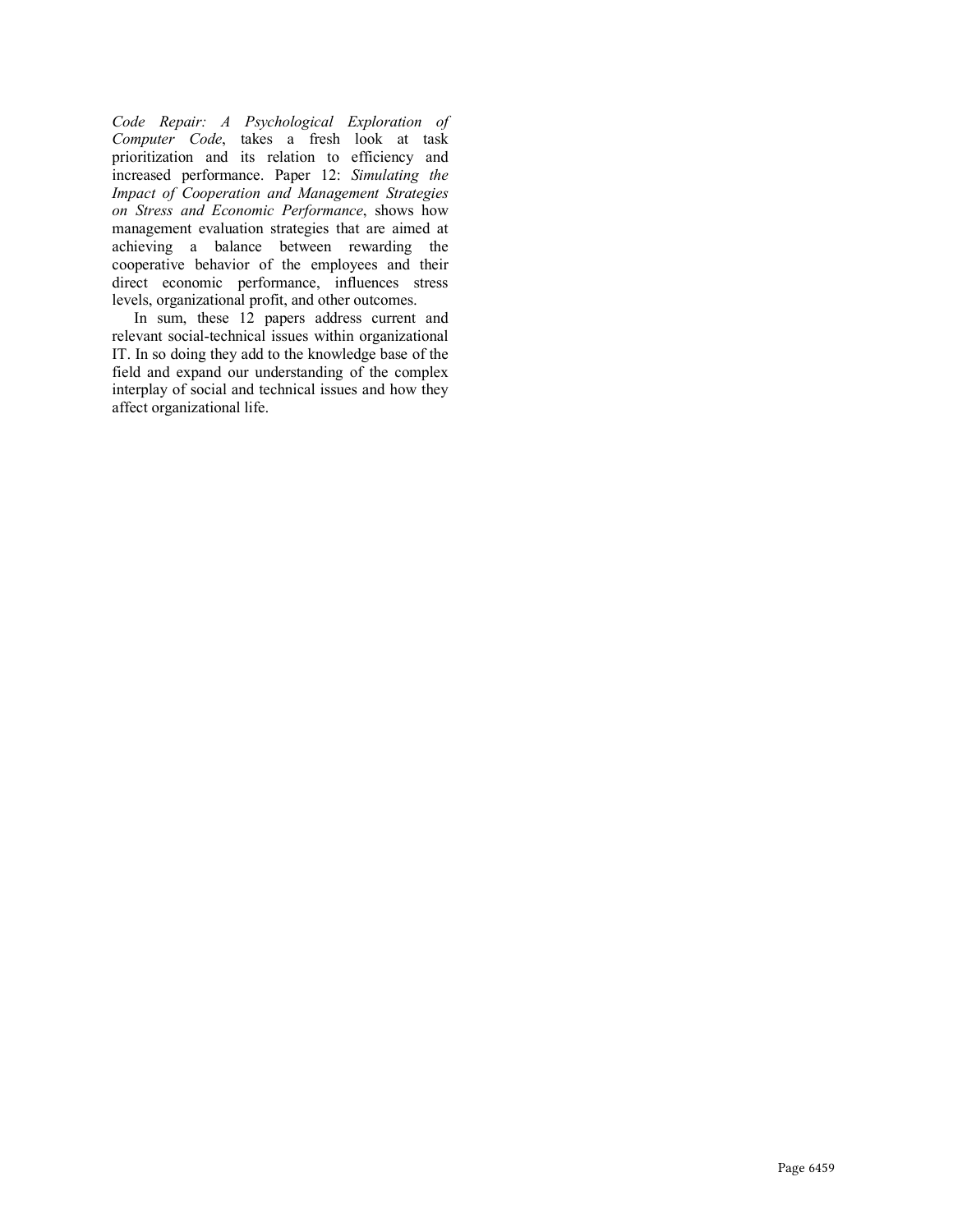*Code Repair: A Psychological Exploration of Computer Code*, takes a fresh look at task prioritization and its relation to efficiency and increased performance. Paper 12: *Simulating the Impact of Cooperation and Management Strategies on Stress and Economic Performance*, shows how management evaluation strategies that are aimed at achieving a balance between rewarding the cooperative behavior of the employees and their direct economic performance, influences stress levels, organizational profit, and other outcomes.

In sum, these 12 papers address current and relevant social-technical issues within organizational IT. In so doing they add to the knowledge base of the field and expand our understanding of the complex interplay of social and technical issues and how they affect organizational life.